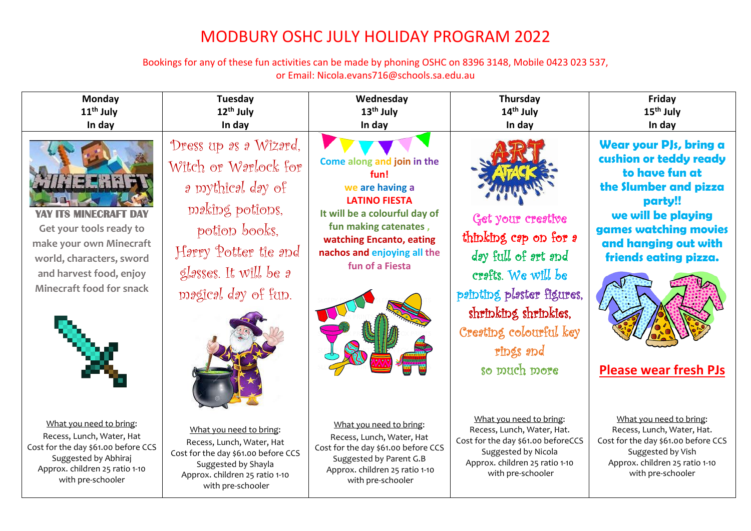# MODBURY OSHC JULY HOLIDAY PROGRAM 2022

Bookings for any of these fun activities can be made by phoning OSHC on 8396 3148, Mobile 0423 023 537, or Email: Nicola.evans716@schools.sa.edu.au

| Monday 11th July In day | Tuesday 12th July In day | Wednesday 13th July In day | Thursday 14th July In day | Friday 15th July In day |
|---|---|---|---|---|
| **YAY ITS MINECRAFT DAY** Get your tools ready to make your own Minecraft world, characters, sword and harvest food, enjoy Minecraft food for snack | Dress up as a Wizard, Witch or Warlock for a mythical day of making potions, potion books, Harry Potter tie and glasses. It will be a magical day of fun. | Come along and join in the fun! we are having a **LATINO FIESTA** It will be a colourful day of fun making catenates , watching Encanto, eating nachos and enjoying all the fun of a Fiesta | Get your creative thinking cap on for a day full of art and crafts. We will be painting plaster figures, shrinking shrinkies, Creating colourful key rings and so much more | **Wear your PJs, bring a cushion or teddy ready to have fun at the Slumber and pizza party!! we will be playing games watching movies and hanging out with friends eating pizza.** **Please wear fresh PJs** |
| What you need to bring: Recess, Lunch, Water, Hat Cost for the day $61.00 before CCS Suggested by Abhiraj Approx. children 25 ratio 1-10 with pre-schooler | What you need to bring: Recess, Lunch, Water, Hat Cost for the day $61.00 before CCS Suggested by Shayla Approx. children 25 ratio 1-10 with pre-schooler | What you need to bring: Recess, Lunch, Water, Hat Cost for the day $61.00 before CCS Suggested by Parent G.B Approx. children 25 ratio 1-10 with pre-schooler | What you need to bring: Recess, Lunch, Water, Hat. Cost for the day $61.00 beforeCCS Suggested by Nicola Approx. children 25 ratio 1-10 with pre-schooler | What you need to bring: Recess, Lunch, Water, Hat. Cost for the day $61.00 before CCS Suggested by Vish Approx. children 25 ratio 1-10 with pre-schooler |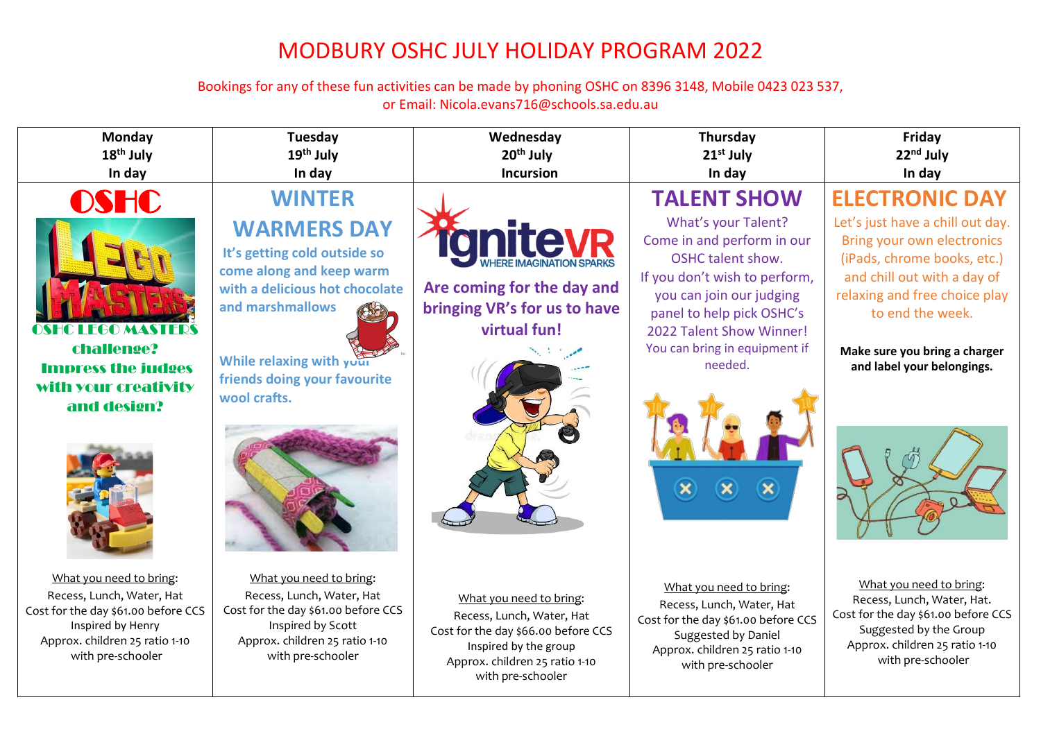# MODBURY OSHC JULY HOLIDAY PROGRAM 2022

Bookings for any of these fun activities can be made by phoning OSHC on 8396 3148, Mobile 0423 023 537, or Email: Nicola.evans716@schools.sa.edu.au

| Monday 18th July In day | Tuesday 19th July In day | Wednesday 20th July Incursion | Thursday 21st July In day | Friday 22nd July In day |
|---|---|---|---|---|
| **OSHC LEGO MASTERS** OSHC LEGO MASTERS challenge? Impress the judges with your creativity and design? | **WINTER WARMERS DAY** It's getting cold outside so come along and keep warm with a delicious hot chocolate and marshmallows While relaxing with your friends doing your favourite wool crafts. | **igniteVR** WHERE IMAGINATION SPARKS Are coming for the day and bringing VR's for us to have virtual fun! | **TALENT SHOW** What's your Talent? Come in and perform in our OSHC talent show. If you don't wish to perform, you can join our judging panel to help pick OSHC's 2022 Talent Show Winner! You can bring in equipment if needed. | **ELECTRONIC DAY** Let's just have a chill out day. Bring your own electronics (iPads, chrome books, etc.) and chill out with a day of relaxing and free choice play to end the week. **Make sure you bring a charger and label your belongings.** |
| What you need to bring: Recess, Lunch, Water, Hat Cost for the day $61.00 before CCS Inspired by Henry Approx. children 25 ratio 1-10 with pre-schooler | What you need to bring: Recess, Lunch, Water, Hat Cost for the day $61.00 before CCS Inspired by Scott Approx. children 25 ratio 1-10 with pre-schooler | What you need to bring: Recess, Lunch, Water, Hat Cost for the day $66.00 before CCS Inspired by the group Approx. children 25 ratio 1-10 with pre-schooler | What you need to bring: Recess, Lunch, Water, Hat Cost for the day $61.00 before CCS Suggested by Daniel Approx. children 25 ratio 1-10 with pre-schooler | What you need to bring: Recess, Lunch, Water, Hat. Cost for the day $61.00 before CCS Suggested by the Group Approx. children 25 ratio 1-10 with pre-schooler |